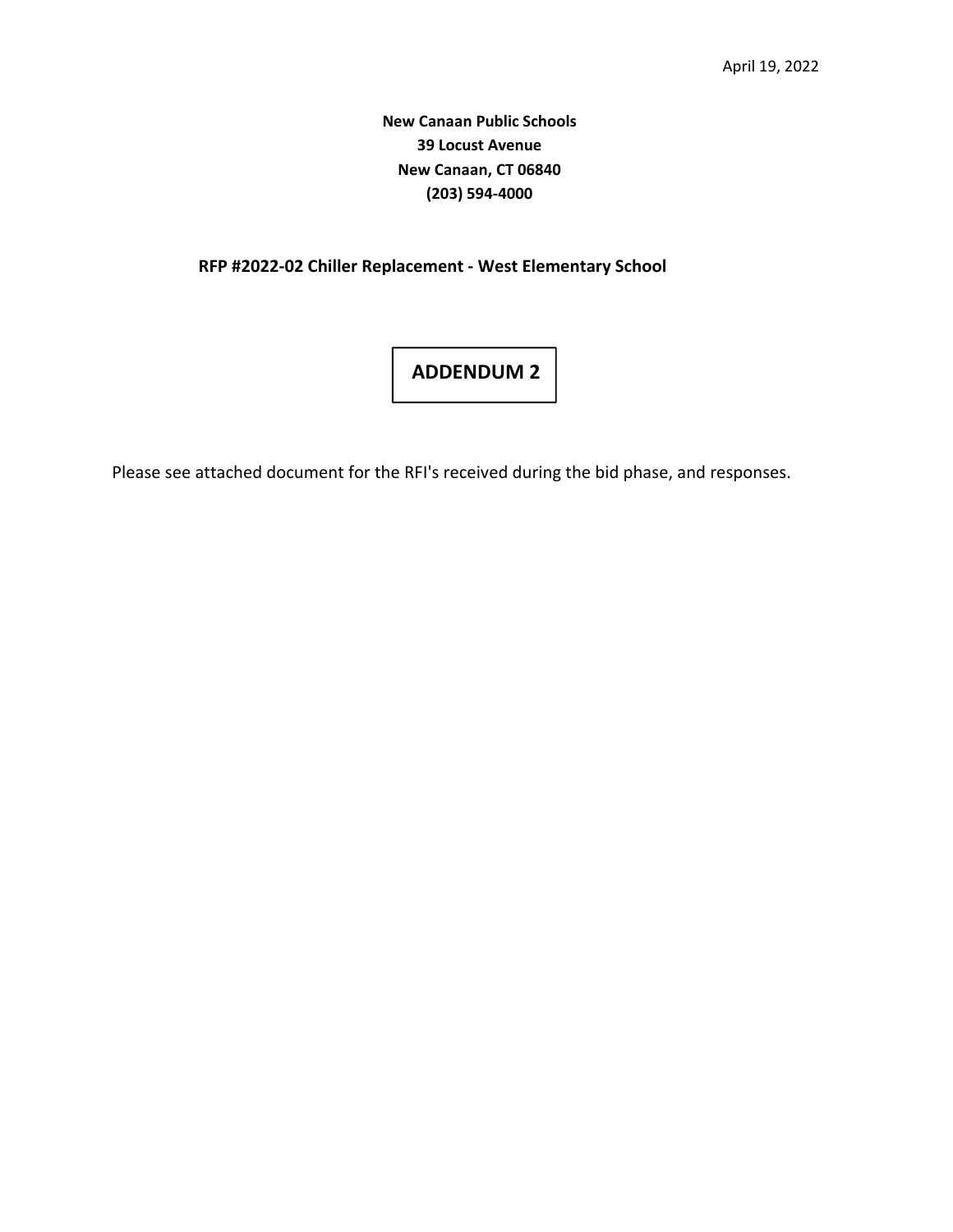April 19, 2022

**New Canaan Public Schools**
**39 Locust Avenue**
**New Canaan, CT 06840**
**(203) 594-4000**

**RFP #2022-02 Chiller Replacement - West Elementary School**

# ADDENDUM 2

Please see attached document for the RFI's received during the bid phase, and responses.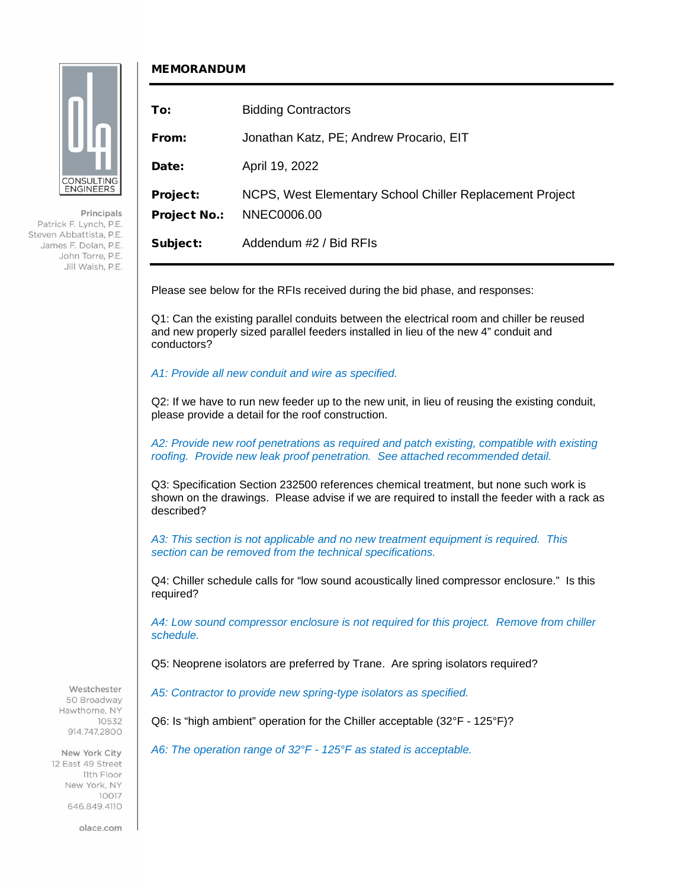# MEMORANDUM

| | |
|---|---|
| **To:** | Bidding Contractors |
| **From:** | Jonathan Katz, PE; Andrew Procario, EIT |
| **Date:** | April 19, 2022 |
| **Project:** | NCPS, West Elementary School Chiller Replacement Project |
| **Project No.:** | NNEC0006.00 |
| **Subject:** | Addendum #2 / Bid RFIs |

Please see below for the RFIs received during the bid phase, and responses:

Q1: Can the existing parallel conduits between the electrical room and chiller be reused and new properly sized parallel feeders installed in lieu of the new 4" conduit and conductors?

*A1: Provide all new conduit and wire as specified.*

Q2: If we have to run new feeder up to the new unit, in lieu of reusing the existing conduit, please provide a detail for the roof construction.

*A2: Provide new roof penetrations as required and patch existing, compatible with existing roofing. Provide new leak proof penetration. See attached recommended detail.*

Q3: Specification Section 232500 references chemical treatment, but none such work is shown on the drawings. Please advise if we are required to install the feeder with a rack as described?

*A3: This section is not applicable and no new treatment equipment is required. This section can be removed from the technical specifications.*

Q4: Chiller schedule calls for "low sound acoustically lined compressor enclosure." Is this required?

*A4: Low sound compressor enclosure is not required for this project. Remove from chiller schedule.*

Q5: Neoprene isolators are preferred by Trane. Are spring isolators required?

*A5: Contractor to provide new spring-type isolators as specified.*

Q6: Is "high ambient" operation for the Chiller acceptable (32°F - 125°F)?

*A6: The operation range of 32°F - 125°F as stated is acceptable.*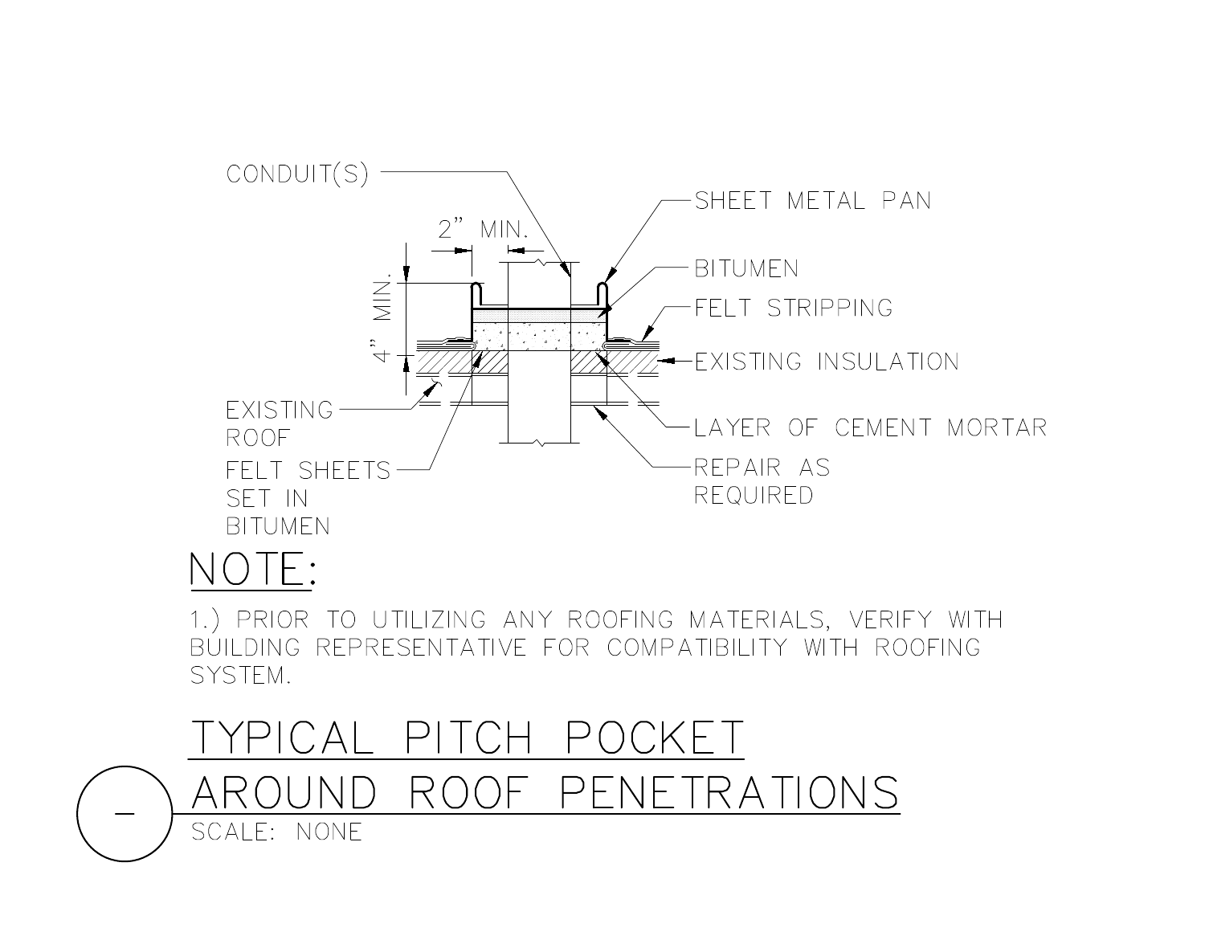CONDUIT(S)

2" MIN.

4" MIN.

SHEET METAL PAN

BITUMEN

FELT STRIPPING

EXISTING INSULATION

EXISTING ROOF

FELT SHEETS SET IN BITUMEN

LAYER OF CEMENT MORTAR

REPAIR AS REQUIRED

## NOTE:

1.) PRIOR TO UTILIZING ANY ROOFING MATERIALS, VERIFY WITH BUILDING REPRESENTATIVE FOR COMPATIBILITY WITH ROOFING SYSTEM.

# TYPICAL PITCH POCKET AROUND ROOF PENETRATIONS

SCALE: NONE